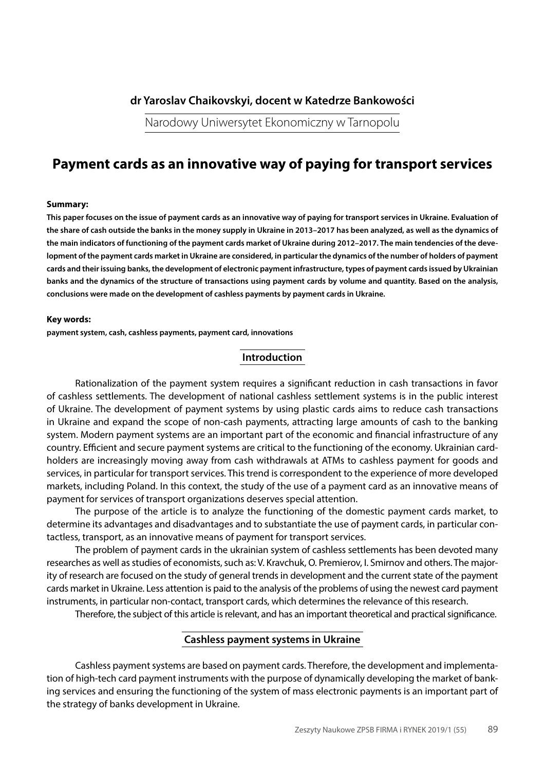**dr Yaroslav Chaikovskyi, docent w Katedrze Bankowości**

Narodowy Uniwersytet Ekonomiczny w Tarnopolu

# Payment cards as an innovative way of paying for transport services

**Summary:**

**This paper focuses on the issue of payment cards as an innovative way of paying for transport services in Ukraine. Evaluation of the share of cash outside the banks in the money supply in Ukraine in 2013–2017 has been analyzed, as well as the dynamics of the main indicators of functioning of the payment cards market of Ukraine during 2012–2017. The main tendencies of the development of the payment cards market in Ukraine are considered, in particular the dynamics of the number of holders of payment cards and their issuing banks, the development of electronic payment infrastructure, types of payment cards issued by Ukrainian banks and the dynamics of the structure of transactions using payment cards by volume and quantity. Based on the analysis, conclusions were made on the development of cashless payments by payment cards in Ukraine.**

**Key words:**

**payment system, cash, cashless payments, payment card, innovations**

## Introduction

Rationalization of the payment system requires a significant reduction in cash transactions in favor of cashless settlements. The development of national cashless settlement systems is in the public interest of Ukraine. The development of payment systems by using plastic cards aims to reduce cash transactions in Ukraine and expand the scope of non-cash payments, attracting large amounts of cash to the banking system. Modern payment systems are an important part of the economic and financial infrastructure of any country. Efficient and secure payment systems are critical to the functioning of the economy. Ukrainian cardholders are increasingly moving away from cash withdrawals at ATMs to cashless payment for goods and services, in particular for transport services. This trend is correspondent to the experience of more developed markets, including Poland. In this context, the study of the use of a payment card as an innovative means of payment for services of transport organizations deserves special attention.

The purpose of the article is to analyze the functioning of the domestic payment cards market, to determine its advantages and disadvantages and to substantiate the use of payment cards, in particular contactless, transport, as an innovative means of payment for transport services.

The problem of payment cards in the ukrainian system of cashless settlements has been devoted many researches as well as studies of economists, such as: V. Kravchuk, O. Premierov, I. Smirnov and others. The majority of research are focused on the study of general trends in development and the current state of the payment cards market in Ukraine. Less attention is paid to the analysis of the problems of using the newest card payment instruments, in particular non-contact, transport cards, which determines the relevance of this research.

Therefore, the subject of this article is relevant, and has an important theoretical and practical significance.

## Cashless payment systems in Ukraine

Cashless payment systems are based on payment cards. Therefore, the development and implementation of high-tech card payment instruments with the purpose of dynamically developing the market of banking services and ensuring the functioning of the system of mass electronic payments is an important part of the strategy of banks development in Ukraine.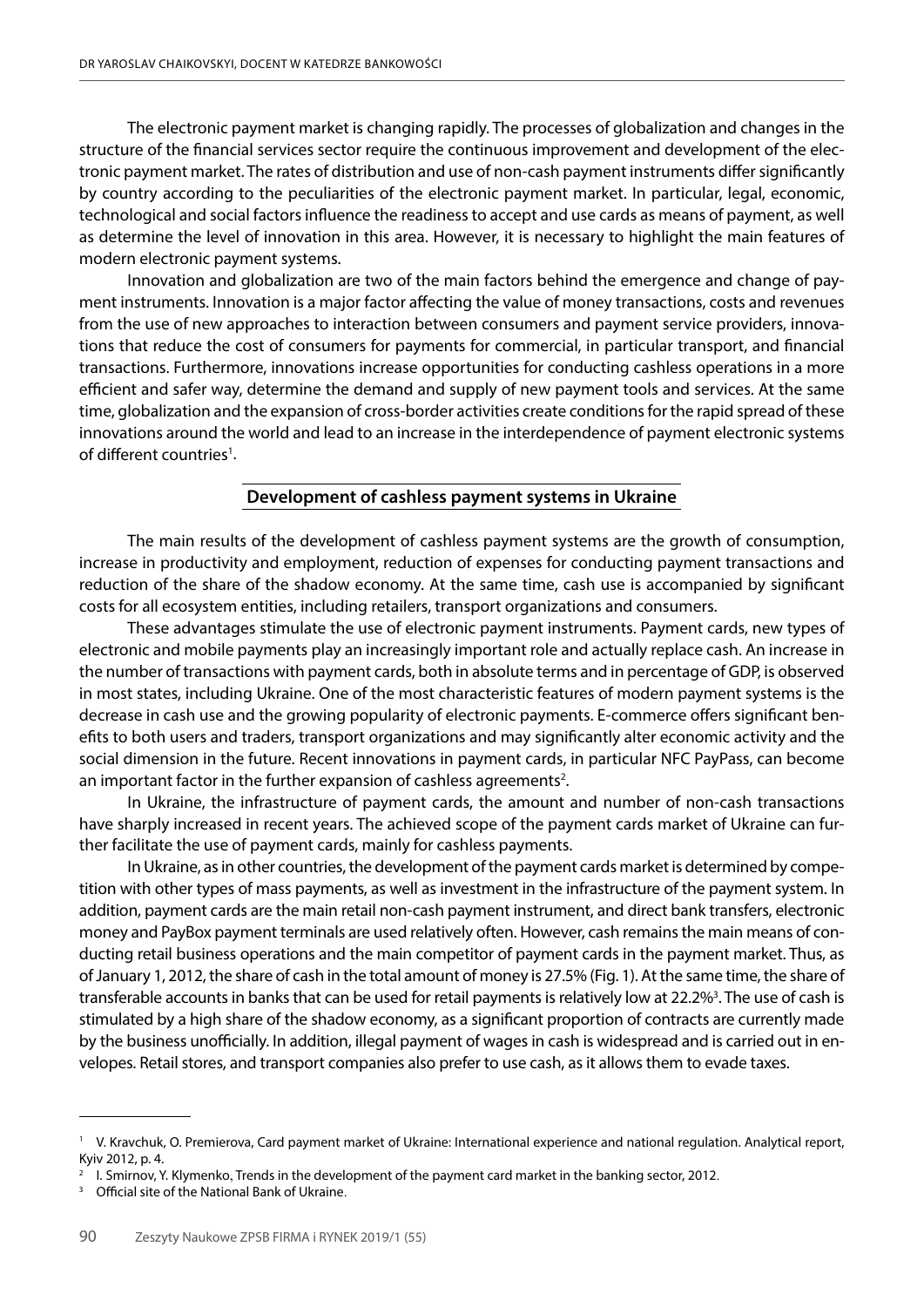The electronic payment market is changing rapidly. The processes of globalization and changes in the structure of the financial services sector require the continuous improvement and development of the electronic payment market. The rates of distribution and use of non-cash payment instruments differ significantly by country according to the peculiarities of the electronic payment market. In particular, legal, economic, technological and social factors influence the readiness to accept and use cards as means of payment, as well as determine the level of innovation in this area. However, it is necessary to highlight the main features of modern electronic payment systems.

Innovation and globalization are two of the main factors behind the emergence and change of payment instruments. Innovation is a major factor affecting the value of money transactions, costs and revenues from the use of new approaches to interaction between consumers and payment service providers, innovations that reduce the cost of consumers for payments for commercial, in particular transport, and financial transactions. Furthermore, innovations increase opportunities for conducting cashless operations in a more efficient and safer way, determine the demand and supply of new payment tools and services. At the same time, globalization and the expansion of cross-border activities create conditions for the rapid spread of these innovations around the world and lead to an increase in the interdependence of payment electronic systems of different countries[1].

## Development of cashless payment systems in Ukraine

The main results of the development of cashless payment systems are the growth of consumption, increase in productivity and employment, reduction of expenses for conducting payment transactions and reduction of the share of the shadow economy. At the same time, cash use is accompanied by significant costs for all ecosystem entities, including retailers, transport organizations and consumers.

These advantages stimulate the use of electronic payment instruments. Payment cards, new types of electronic and mobile payments play an increasingly important role and actually replace cash. An increase in the number of transactions with payment cards, both in absolute terms and in percentage of GDP, is observed in most states, including Ukraine. One of the most characteristic features of modern payment systems is the decrease in cash use and the growing popularity of electronic payments. E-commerce offers significant benefits to both users and traders, transport organizations and may significantly alter economic activity and the social dimension in the future. Recent innovations in payment cards, in particular NFC PayPass, can become an important factor in the further expansion of cashless agreements[2].

In Ukraine, the infrastructure of payment cards, the amount and number of non-cash transactions have sharply increased in recent years. The achieved scope of the payment cards market of Ukraine can further facilitate the use of payment cards, mainly for cashless payments.

In Ukraine, as in other countries, the development of the payment cards market is determined by competition with other types of mass payments, as well as investment in the infrastructure of the payment system. In addition, payment cards are the main retail non-cash payment instrument, and direct bank transfers, electronic money and PayBox payment terminals are used relatively often. However, cash remains the main means of conducting retail business operations and the main competitor of payment cards in the payment market. Thus, as of January 1, 2012, the share of cash in the total amount of money is 27.5% (Fig. 1). At the same time, the share of transferable accounts in banks that can be used for retail payments is relatively low at 22.2%[3]. The use of cash is stimulated by a high share of the shadow economy, as a significant proportion of contracts are currently made by the business unofficially. In addition, illegal payment of wages in cash is widespread and is carried out in envelopes. Retail stores, and transport companies also prefer to use cash, as it allows them to evade taxes.

---

[1] V. Kravchuk, O. Premierova, Card payment market of Ukraine: International experience and national regulation. Analytical report, Kyiv 2012, p. 4.

[2] I. Smirnov, Y. Klymenko, Trends in the development of the payment card market in the banking sector, 2012.

[3] Official site of the National Bank of Ukraine.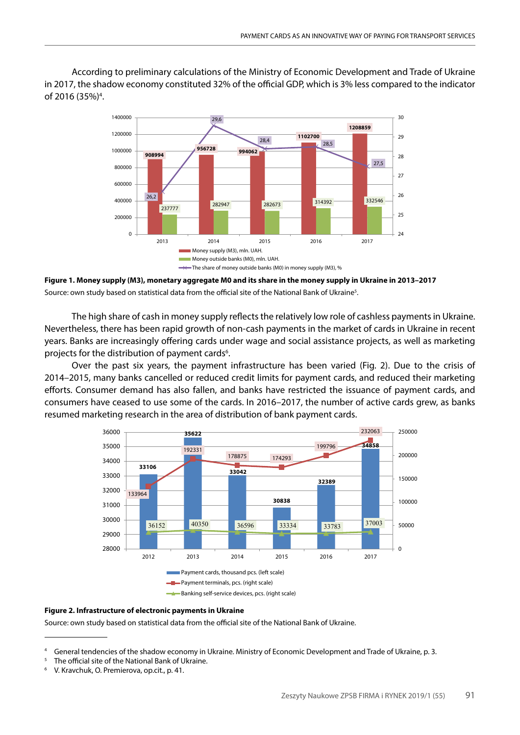According to preliminary calculations of the Ministry of Economic Development and Trade of Ukraine in 2017, the shadow economy constituted 32% of the official GDP, which is 3% less compared to the indicator of 2016 (35%)[4].

**Figure 1. Money supply (M3), monetary aggregate M0 and its share in the money supply in Ukraine in 2013–2017**

Source: own study based on statistical data from the official site of the National Bank of Ukraine[5].

The high share of cash in money supply reflects the relatively low role of cashless payments in Ukraine. Nevertheless, there has been rapid growth of non-cash payments in the market of cards in Ukraine in recent years. Banks are increasingly offering cards under wage and social assistance projects, as well as marketing projects for the distribution of payment cards[6].

Over the past six years, the payment infrastructure has been varied (Fig. 2). Due to the crisis of 2014–2015, many banks cancelled or reduced credit limits for payment cards, and reduced their marketing efforts. Consumer demand has also fallen, and banks have restricted the issuance of payment cards, and consumers have ceased to use some of the cards. In 2016–2017, the number of active cards grew, as banks resumed marketing research in the area of distribution of bank payment cards.

**Figure 2. Infrastructure of electronic payments in Ukraine**

Source: own study based on statistical data from the official site of the National Bank of Ukraine.

---

[4] General tendencies of the shadow economy in Ukraine. Ministry of Economic Development and Trade of Ukraine, p. 3.

[5] The official site of the National Bank of Ukraine.

[6] V. Kravchuk, O. Premierova, op.cit., p. 41.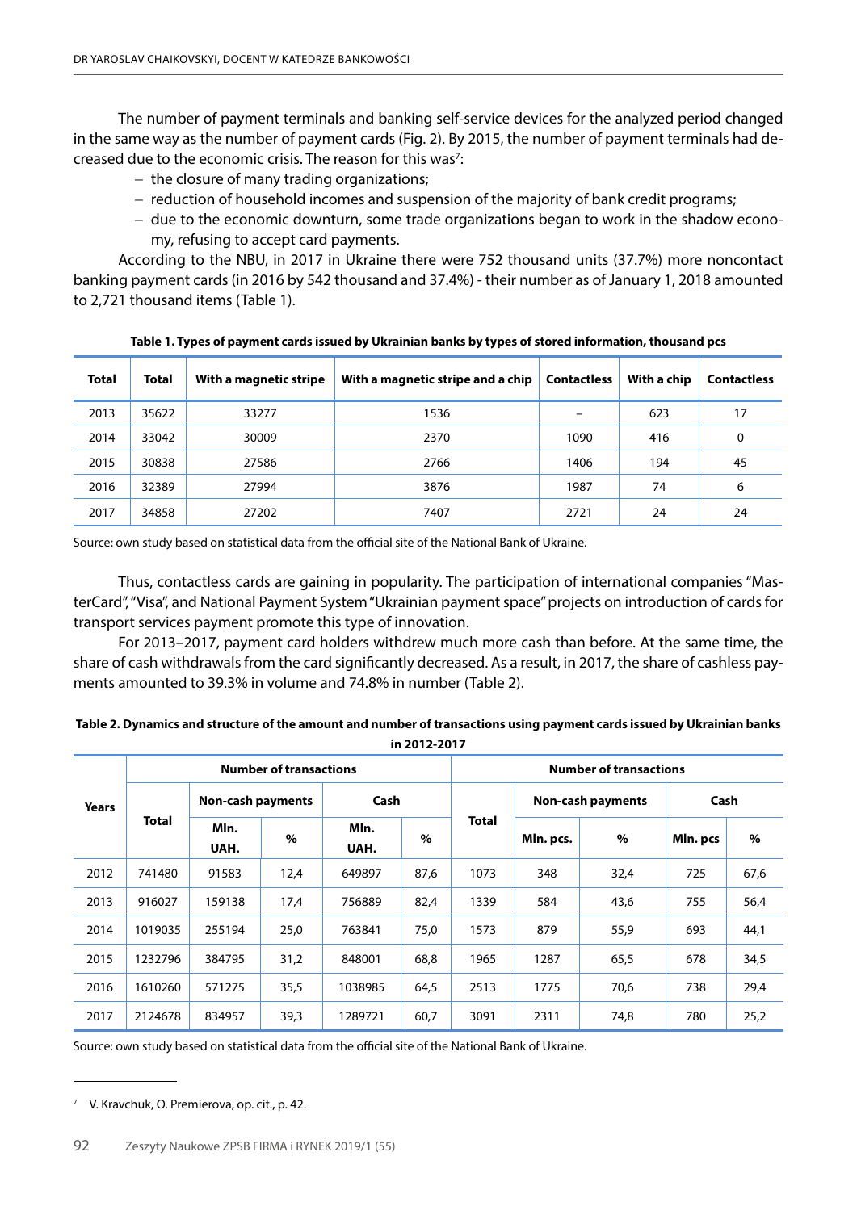The number of payment terminals and banking self-service devices for the analyzed period changed in the same way as the number of payment cards (Fig. 2). By 2015, the number of payment terminals had decreased due to the economic crisis. The reason for this was[7]:

- the closure of many trading organizations;
- reduction of household incomes and suspension of the majority of bank credit programs;
- due to the economic downturn, some trade organizations began to work in the shadow economy, refusing to accept card payments.

According to the NBU, in 2017 in Ukraine there were 752 thousand units (37.7%) more noncontact banking payment cards (in 2016 by 542 thousand and 37.4%) - their number as of January 1, 2018 amounted to 2,721 thousand items (Table 1).

**Table 1. Types of payment cards issued by Ukrainian banks by types of stored information, thousand pcs**

| Total | Total | With a magnetic stripe | With a magnetic stripe and a chip | Contactless | With a chip | Contactless |
|---|---|---|---|---|---|---|
| 2013 | 35622 | 33277 | 1536 | – | 623 | 17 |
| 2014 | 33042 | 30009 | 2370 | 1090 | 416 | 0 |
| 2015 | 30838 | 27586 | 2766 | 1406 | 194 | 45 |
| 2016 | 32389 | 27994 | 3876 | 1987 | 74 | 6 |
| 2017 | 34858 | 27202 | 7407 | 2721 | 24 | 24 |

Source: own study based on statistical data from the official site of the National Bank of Ukraine.

Thus, contactless cards are gaining in popularity. The participation of international companies "MasterCard", "Visa", and National Payment System "Ukrainian payment space" projects on introduction of cards for transport services payment promote this type of innovation.

For 2013–2017, payment card holders withdrew much more cash than before. At the same time, the share of cash withdrawals from the card significantly decreased. As a result, in 2017, the share of cashless payments amounted to 39.3% in volume and 74.8% in number (Table 2).

**Table 2. Dynamics and structure of the amount and number of transactions using payment cards issued by Ukrainian banks in 2012-2017**

| Years | Number of transactions | | | | | Number of transactions | | | | |
|---|---|---|---|---|---|---|---|---|---|---|
| | Total | Non-cash payments | | Cash | | Total | Non-cash payments | | Cash | |
| | | Mln. UAH. | % | Mln. UAH. | % | | Mln. pcs. | % | Mln. pcs | % |
| 2012 | 741480 | 91583 | 12,4 | 649897 | 87,6 | 1073 | 348 | 32,4 | 725 | 67,6 |
| 2013 | 916027 | 159138 | 17,4 | 756889 | 82,4 | 1339 | 584 | 43,6 | 755 | 56,4 |
| 2014 | 1019035 | 255194 | 25,0 | 763841 | 75,0 | 1573 | 879 | 55,9 | 693 | 44,1 |
| 2015 | 1232796 | 384795 | 31,2 | 848001 | 68,8 | 1965 | 1287 | 65,5 | 678 | 34,5 |
| 2016 | 1610260 | 571275 | 35,5 | 1038985 | 64,5 | 2513 | 1775 | 70,6 | 738 | 29,4 |
| 2017 | 2124678 | 834957 | 39,3 | 1289721 | 60,7 | 3091 | 2311 | 74,8 | 780 | 25,2 |

Source: own study based on statistical data from the official site of the National Bank of Ukraine.

---

[7] V. Kravchuk, O. Premierova, op. cit., p. 42.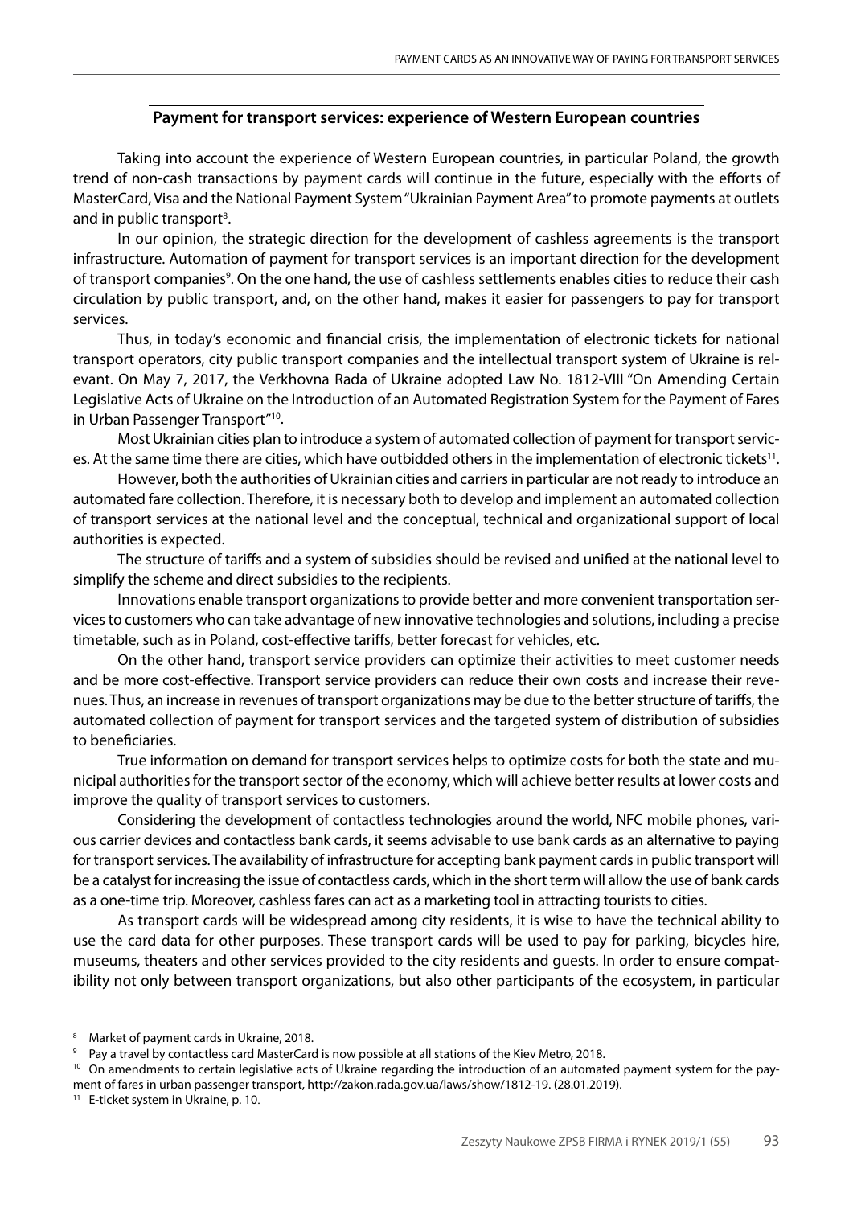## Payment for transport services: experience of Western European countries

Taking into account the experience of Western European countries, in particular Poland, the growth trend of non-cash transactions by payment cards will continue in the future, especially with the efforts of MasterCard, Visa and the National Payment System "Ukrainian Payment Area" to promote payments at outlets and in public transport[8].

In our opinion, the strategic direction for the development of cashless agreements is the transport infrastructure. Automation of payment for transport services is an important direction for the development of transport companies[9]. On the one hand, the use of cashless settlements enables cities to reduce their cash circulation by public transport, and, on the other hand, makes it easier for passengers to pay for transport services.

Thus, in today's economic and financial crisis, the implementation of electronic tickets for national transport operators, city public transport companies and the intellectual transport system of Ukraine is relevant. On May 7, 2017, the Verkhovna Rada of Ukraine adopted Law No. 1812-VIII "On Amending Certain Legislative Acts of Ukraine on the Introduction of an Automated Registration System for the Payment of Fares in Urban Passenger Transport"[10].

Most Ukrainian cities plan to introduce a system of automated collection of payment for transport services. At the same time there are cities, which have outbidded others in the implementation of electronic tickets[11].

However, both the authorities of Ukrainian cities and carriers in particular are not ready to introduce an automated fare collection. Therefore, it is necessary both to develop and implement an automated collection of transport services at the national level and the conceptual, technical and organizational support of local authorities is expected.

The structure of tariffs and a system of subsidies should be revised and unified at the national level to simplify the scheme and direct subsidies to the recipients.

Innovations enable transport organizations to provide better and more convenient transportation services to customers who can take advantage of new innovative technologies and solutions, including a precise timetable, such as in Poland, cost-effective tariffs, better forecast for vehicles, etc.

On the other hand, transport service providers can optimize their activities to meet customer needs and be more cost-effective. Transport service providers can reduce their own costs and increase their revenues. Thus, an increase in revenues of transport organizations may be due to the better structure of tariffs, the automated collection of payment for transport services and the targeted system of distribution of subsidies to beneficiaries.

True information on demand for transport services helps to optimize costs for both the state and municipal authorities for the transport sector of the economy, which will achieve better results at lower costs and improve the quality of transport services to customers.

Considering the development of contactless technologies around the world, NFC mobile phones, various carrier devices and contactless bank cards, it seems advisable to use bank cards as an alternative to paying for transport services. The availability of infrastructure for accepting bank payment cards in public transport will be a catalyst for increasing the issue of contactless cards, which in the short term will allow the use of bank cards as a one-time trip. Moreover, cashless fares can act as a marketing tool in attracting tourists to cities.

As transport cards will be widespread among city residents, it is wise to have the technical ability to use the card data for other purposes. These transport cards will be used to pay for parking, bicycles hire, museums, theaters and other services provided to the city residents and guests. In order to ensure compatibility not only between transport organizations, but also other participants of the ecosystem, in particular

---

[8] Market of payment cards in Ukraine, 2018.

[9] Pay a travel by contactless card MasterCard is now possible at all stations of the Kiev Metro, 2018.

[10] On amendments to certain legislative acts of Ukraine regarding the introduction of an automated payment system for the payment of fares in urban passenger transport, http://zakon.rada.gov.ua/laws/show/1812-19. (28.01.2019).

[11] E-ticket system in Ukraine, p. 10.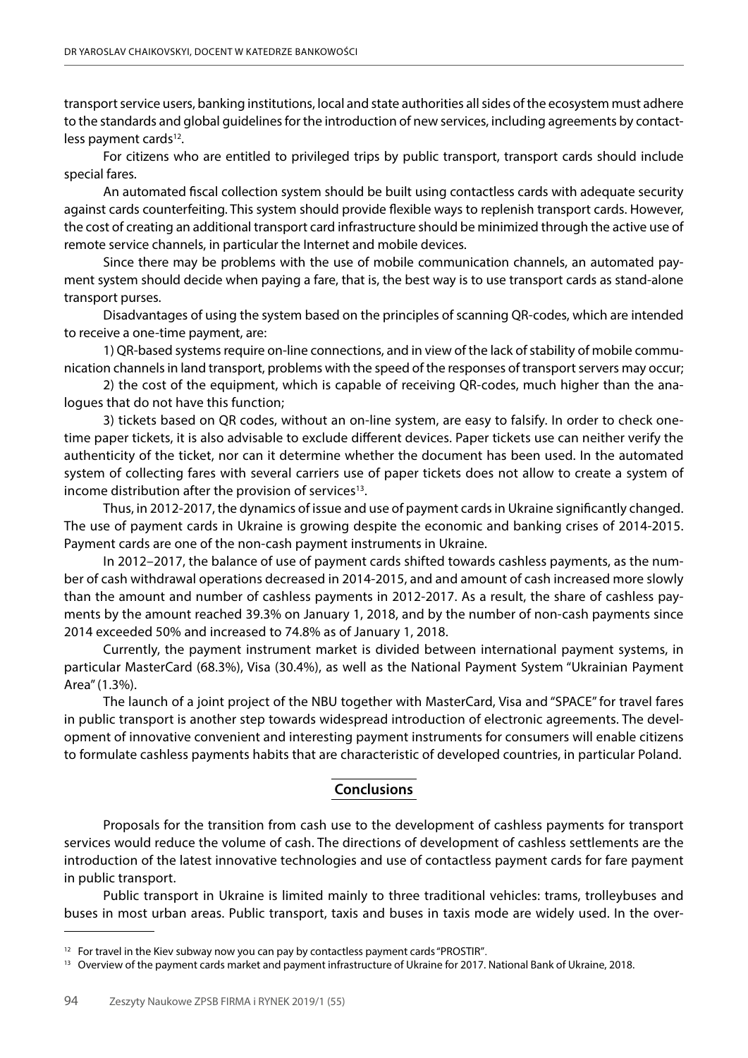transport service users, banking institutions, local and state authorities all sides of the ecosystem must adhere to the standards and global guidelines for the introduction of new services, including agreements by contactless payment cards[12].

For citizens who are entitled to privileged trips by public transport, transport cards should include special fares.

An automated fiscal collection system should be built using contactless cards with adequate security against cards counterfeiting. This system should provide flexible ways to replenish transport cards. However, the cost of creating an additional transport card infrastructure should be minimized through the active use of remote service channels, in particular the Internet and mobile devices.

Since there may be problems with the use of mobile communication channels, an automated payment system should decide when paying a fare, that is, the best way is to use transport cards as stand-alone transport purses.

Disadvantages of using the system based on the principles of scanning QR-codes, which are intended to receive a one-time payment, are:

1) QR-based systems require on-line connections, and in view of the lack of stability of mobile communication channels in land transport, problems with the speed of the responses of transport servers may occur;

2) the cost of the equipment, which is capable of receiving QR-codes, much higher than the analogues that do not have this function;

3) tickets based on QR codes, without an on-line system, are easy to falsify. In order to check one-time paper tickets, it is also advisable to exclude different devices. Paper tickets use can neither verify the authenticity of the ticket, nor can it determine whether the document has been used. In the automated system of collecting fares with several carriers use of paper tickets does not allow to create a system of income distribution after the provision of services[13].

Thus, in 2012-2017, the dynamics of issue and use of payment cards in Ukraine significantly changed. The use of payment cards in Ukraine is growing despite the economic and banking crises of 2014-2015. Payment cards are one of the non-cash payment instruments in Ukraine.

In 2012–2017, the balance of use of payment cards shifted towards cashless payments, as the number of cash withdrawal operations decreased in 2014-2015, and amount of cash increased more slowly than the amount and number of cashless payments in 2012-2017. As a result, the share of cashless payments by the amount reached 39.3% on January 1, 2018, and by the number of non-cash payments since 2014 exceeded 50% and increased to 74.8% as of January 1, 2018.

Currently, the payment instrument market is divided between international payment systems, in particular MasterCard (68.3%), Visa (30.4%), as well as the National Payment System "Ukrainian Payment Area" (1.3%).

The launch of a joint project of the NBU together with MasterCard, Visa and "SPACE" for travel fares in public transport is another step towards widespread introduction of electronic agreements. The development of innovative convenient and interesting payment instruments for consumers will enable citizens to formulate cashless payments habits that are characteristic of developed countries, in particular Poland.

## Conclusions

Proposals for the transition from cash use to the development of cashless payments for transport services would reduce the volume of cash. The directions of development of cashless settlements are the introduction of the latest innovative technologies and use of contactless payment cards for fare payment in public transport.

Public transport in Ukraine is limited mainly to three traditional vehicles: trams, trolleybuses and buses in most urban areas. Public transport, taxis and buses in taxis mode are widely used. In the over-

---

[12] For travel in the Kiev subway now you can pay by contactless payment cards "PROSTIR".

[13] Overview of the payment cards market and payment infrastructure of Ukraine for 2017. National Bank of Ukraine, 2018.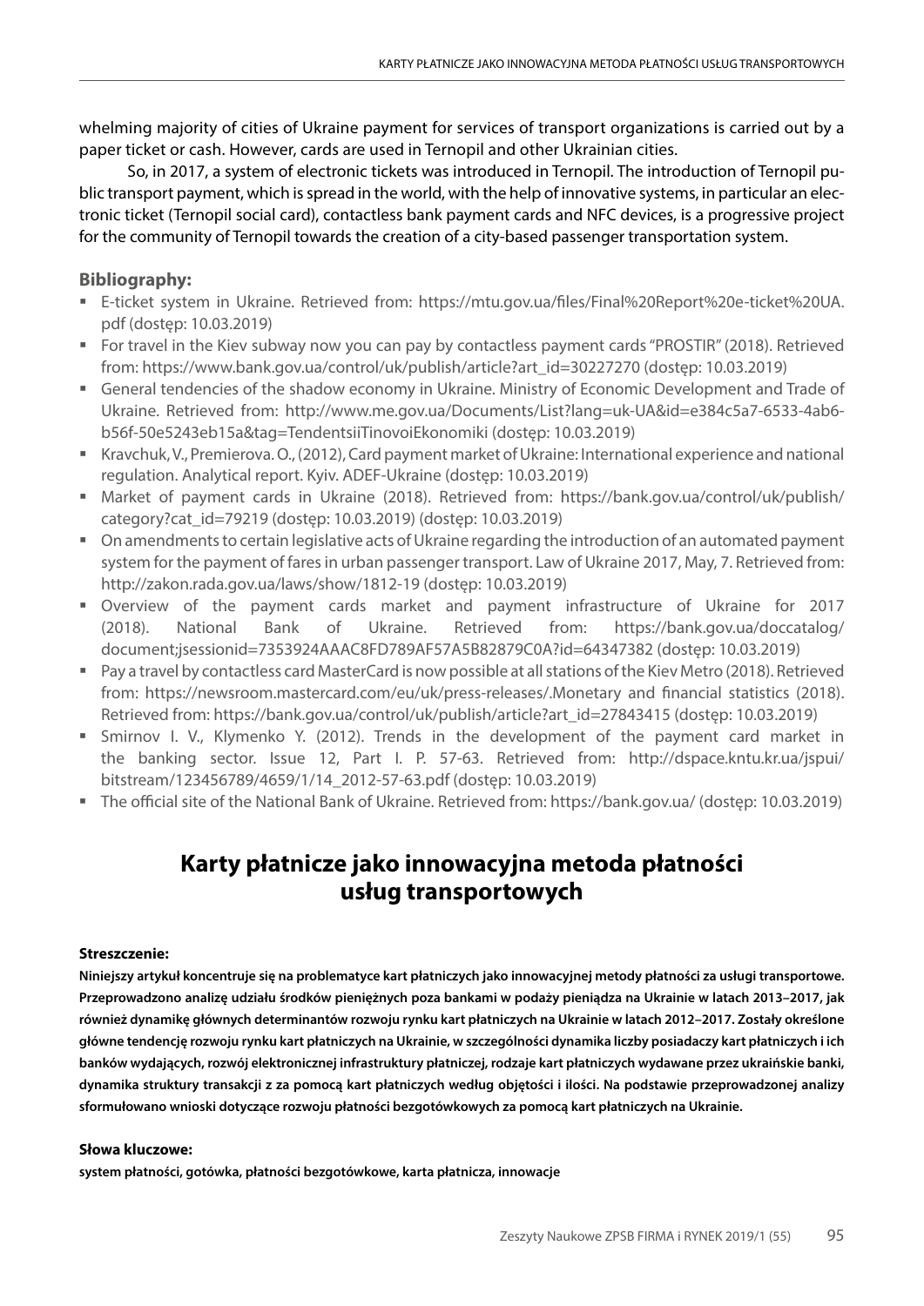whelming majority of cities of Ukraine payment for services of transport organizations is carried out by a paper ticket or cash. However, cards are used in Ternopil and other Ukrainian cities.

So, in 2017, a system of electronic tickets was introduced in Ternopil. The introduction of Ternopil public transport payment, which is spread in the world, with the help of innovative systems, in particular an electronic ticket (Ternopil social card), contactless bank payment cards and NFC devices, is a progressive project for the community of Ternopil towards the creation of a city-based passenger transportation system.

### Bibliography:

- E-ticket system in Ukraine. Retrieved from: https://mtu.gov.ua/files/Final%20Report%20e-ticket%20UA.pdf (dostęp: 10.03.2019)
- For travel in the Kiev subway now you can pay by contactless payment cards "PROSTIR" (2018). Retrieved from: https://www.bank.gov.ua/control/uk/publish/article?art_id=30227270 (dostęp: 10.03.2019)
- General tendencies of the shadow economy in Ukraine. Ministry of Economic Development and Trade of Ukraine. Retrieved from: http://www.me.gov.ua/Documents/List?lang=uk-UA&id=e384c5a7-6533-4ab6-b56f-50e5243eb15a&tag=TendentsiiTinovoiEkonomiki (dostęp: 10.03.2019)
- Kravchuk, V., Premierova. O., (2012), Card payment market of Ukraine: International experience and national regulation. Analytical report. Kyiv. ADEF-Ukraine (dostęp: 10.03.2019)
- Market of payment cards in Ukraine (2018). Retrieved from: https://bank.gov.ua/control/uk/publish/category?cat_id=79219 (dostęp: 10.03.2019) (dostęp: 10.03.2019)
- On amendments to certain legislative acts of Ukraine regarding the introduction of an automated payment system for the payment of fares in urban passenger transport. Law of Ukraine 2017, May, 7. Retrieved from: http://zakon.rada.gov.ua/laws/show/1812-19 (dostęp: 10.03.2019)
- Overview of the payment cards market and payment infrastructure of Ukraine for 2017 (2018). National Bank of Ukraine. Retrieved from: https://bank.gov.ua/doccatalog/document;jsessionid=7353924AAAC8FD789AF57A5B82879C0A?id=64347382 (dostęp: 10.03.2019)
- Pay a travel by contactless card MasterCard is now possible at all stations of the Kiev Metro (2018). Retrieved from: https://newsroom.mastercard.com/eu/uk/press-releases/.Monetary and financial statistics (2018). Retrieved from: https://bank.gov.ua/control/uk/publish/article?art_id=27843415 (dostęp: 10.03.2019)
- Smirnov I. V., Klymenko Y. (2012). Trends in the development of the payment card market in the banking sector. Issue 12, Part I. P. 57-63. Retrieved from: http://dspace.kntu.kr.ua/jspui/bitstream/123456789/4659/1/14_2012-57-63.pdf (dostęp: 10.03.2019)
- The official site of the National Bank of Ukraine. Retrieved from: https://bank.gov.ua/ (dostęp: 10.03.2019)

## Karty płatnicze jako innowacyjna metoda płatności usług transportowych

**Streszczenie:**

**Niniejszy artykuł koncentruje się na problematyce kart płatniczych jako innowacyjnej metody płatności za usługi transportowe. Przeprowadzono analizę udziału środków pieniężnych poza bankami w podaży pieniądza na Ukrainie w latach 2013–2017, jak również dynamikę głównych determinantów rozwoju rynku kart płatniczych na Ukrainie w latach 2012–2017. Zostały określone główne tendencję rozwoju rynku kart płatniczych na Ukrainie, w szczególności dynamika liczby posiadaczy kart płatniczych i ich banków wydających, rozwój elektronicznej infrastruktury płatniczej, rodzaje kart płatniczych wydawane przez ukraińskie banki, dynamika struktury transakcji z za pomocą kart płatniczych według objętości i ilości. Na podstawie przeprowadzonej analizy sformułowano wnioski dotyczące rozwoju płatności bezgotówkowych za pomocą kart płatniczych na Ukrainie.**

**Słowa kluczowe:**

**system płatności, gotówka, płatności bezgotówkowe, karta płatnicza, innowacje**